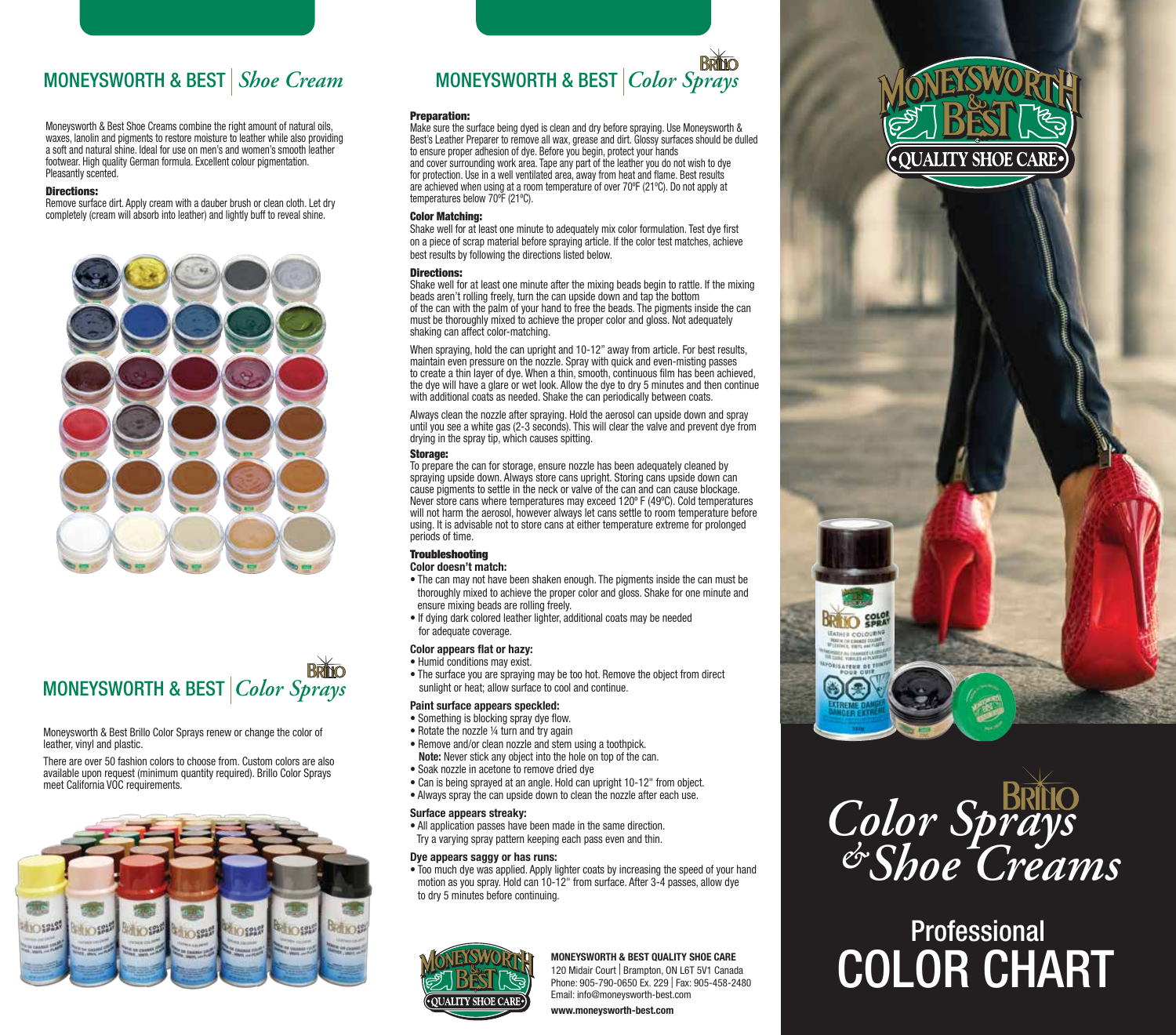## MONEYSWORTH & BEST | *Shoe Cream*

Moneysworth & Best Shoe Creams combine the right amount of natural oils, waxes, lanolin and pigments to restore moisture to leather while also providing a soft and natural shine. Ideal for use on men's and women's smooth leather footwear. High quality German formula. Excellent colour pigmentation. Pleasantly scented.

**Directions:**
Remove surface dirt. Apply cream with a dauber brush or clean cloth. Let dry completely (cream will absorb into leather) and lightly buff to reveal shine.

## MONEYSWORTH & BEST | *Color Sprays*

Moneysworth & Best Brillo Color Sprays renew or change the color of leather, vinyl and plastic.

There are over 50 fashion colors to choose from. Custom colors are also available upon request (minimum quantity required). Brillo Color Sprays meet California VOC requirements.

## MONEYSWORTH & BEST | *Color Sprays*

**Preparation:**
Make sure the surface being dyed is clean and dry before spraying. Use Moneysworth & Best's Leather Preparer to remove all wax, grease and dirt. Glossy surfaces should be dulled to ensure proper adhesion of dye. Before you begin, protect your hands and cover surrounding work area. Tape any part of the leather you do not wish to dye for protection. Use in a well ventilated area, away from heat and flame. Best results are achieved when using at a room temperature of over 70ºF (21ºC). Do not apply at temperatures below 70ºF (21ºC).

**Color Matching:**
Shake well for at least one minute to adequately mix color formulation. Test dye first on a piece of scrap material before spraying article. If the color test matches, achieve best results by following the directions listed below.

**Directions:**
Shake well for at least one minute after the mixing beads begin to rattle. If the mixing beads aren't rolling freely, turn the can upside down and tap the bottom of the can with the palm of your hand to free the beads. The pigments inside the can must be thoroughly mixed to achieve the proper color and gloss. Not adequately shaking can affect color-matching.

When spraying, hold the can upright and 10-12" away from article. For best results, maintain even pressure on the nozzle. Spray with quick and even-misting passes to create a thin layer of dye. When a thin, smooth, continuous film has been achieved, the dye will have a glare or wet look. Allow the dye to dry 5 minutes and then continue with additional coats as needed. Shake the can periodically between coats.

Always clean the nozzle after spraying. Hold the aerosol can upside down and spray until you see a white gas (2-3 seconds). This will clear the valve and prevent dye from drying in the spray tip, which causes spitting.

**Storage:**
To prepare the can for storage, ensure nozzle has been adequately cleaned by spraying upside down. Always store cans upright. Storing cans upside down can cause pigments to settle in the neck or valve of the can and can cause blockage. Never store cans where temperatures may exceed 120º F (49ºC). Cold temperatures will not harm the aerosol, however always let cans settle to room temperature before using. It is advisable not to store cans at either temperature extreme for prolonged periods of time.

**Troubleshooting**

**Color doesn't match:**
- The can may not have been shaken enough. The pigments inside the can must be thoroughly mixed to achieve the proper color and gloss. Shake for one minute and ensure mixing beads are rolling freely.
- If dying dark colored leather lighter, additional coats may be needed for adequate coverage.

**Color appears flat or hazy:**
- Humid conditions may exist.
- The surface you are spraying may be too hot. Remove the object from direct sunlight or heat; allow surface to cool and continue.

**Paint surface appears speckled:**
- Something is blocking spray dye flow.
- Rotate the nozzle ¼ turn and try again
- Remove and/or clean nozzle and stem using a toothpick.
  **Note:** Never stick any object into the hole on top of the can.
- Soak nozzle in acetone to remove dried dye
- Can is being sprayed at an angle. Hold can upright 10-12" from object.
- Always spray the can upside down to clean the nozzle after each use.

**Surface appears streaky:**
- All application passes have been made in the same direction. Try a varying spray pattern keeping each pass even and thin.

**Dye appears saggy or has runs:**
- Too much dye was applied. Apply lighter coats by increasing the speed of your hand motion as you spray. Hold can 10-12" from surface. After 3-4 passes, allow dye to dry 5 minutes before continuing.

**MONEYSWORTH & BEST QUALITY SHOE CARE**
120 Midair Court | Brampton, ON L6T 5V1 Canada
Phone: 905-790-0650 Ex. 229 | Fax: 905-458-2480
Email: info@moneysworth-best.com
**www.moneysworth-best.com**

MONEYSWORTH & BEST • QUALITY SHOE CARE •

# Brillo *Color Sprays & Shoe Creams*

# Professional COLOR CHART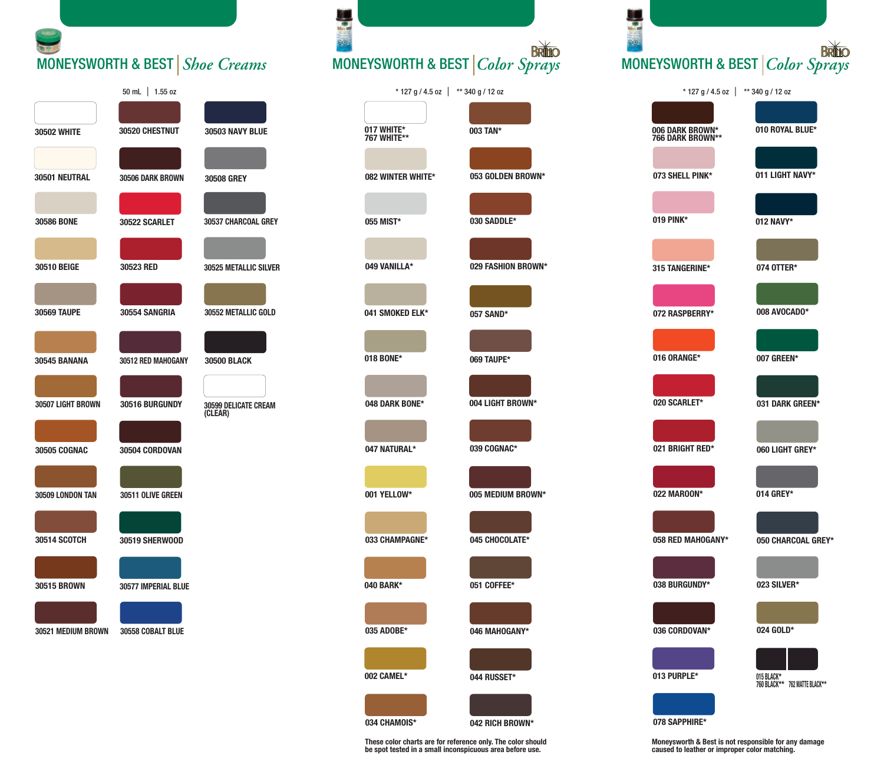## MONEYSWORTH & BEST | *Shoe Creams*

50 mL | 1.55 oz

- 30502 WHITE
- 30501 NEUTRAL
- 30586 BONE
- 30510 BEIGE
- 30569 TAUPE
- 30545 BANANA
- 30507 LIGHT BROWN
- 30505 COGNAC
- 30509 LONDON TAN
- 30514 SCOTCH
- 30515 BROWN
- 30521 MEDIUM BROWN
- 30520 CHESTNUT
- 30506 DARK BROWN
- 30522 SCARLET
- 30523 RED
- 30554 SANGRIA
- 30512 RED MAHOGANY
- 30516 BURGUNDY
- 30504 CORDOVAN
- 30511 OLIVE GREEN
- 30519 SHERWOOD
- 30577 IMPERIAL BLUE
- 30558 COBALT BLUE
- 30503 NAVY BLUE
- 30508 GREY
- 30537 CHARCOAL GREY
- 30525 METALLIC SILVER
- 30552 METALLIC GOLD
- 30500 BLACK
- 30599 DELICATE CREAM (CLEAR)

## MONEYSWORTH & BEST | *Color Sprays*

BRILLO

\* 127 g / 4.5 oz | ** 340 g / 12 oz

- 017 WHITE*
  767 WHITE**
- 082 WINTER WHITE*
- 055 MIST*
- 049 VANILLA*
- 041 SMOKED ELK*
- 018 BONE*
- 048 DARK BONE*
- 047 NATURAL*
- 001 YELLOW*
- 033 CHAMPAGNE*
- 040 BARK*
- 035 ADOBE*
- 002 CAMEL*
- 034 CHAMOIS*
- 003 TAN*
- 053 GOLDEN BROWN*
- 030 SADDLE*
- 029 FASHION BROWN*
- 057 SAND*
- 069 TAUPE*
- 004 LIGHT BROWN*
- 039 COGNAC*
- 005 MEDIUM BROWN*
- 045 CHOCOLATE*
- 051 COFFEE*
- 046 MAHOGANY*
- 044 RUSSET*
- 042 RICH BROWN*

These color charts are for reference only. The color should be spot tested in a small inconspicuous area before use.

## MONEYSWORTH & BEST | *Color Sprays*

BRILLO

\* 127 g / 4.5 oz | ** 340 g / 12 oz

- 006 DARK BROWN*
  766 DARK BROWN**
- 073 SHELL PINK*
- 019 PINK*
- 315 TANGERINE*
- 072 RASPBERRY*
- 016 ORANGE*
- 020 SCARLET*
- 021 BRIGHT RED*
- 022 MAROON*
- 058 RED MAHOGANY*
- 038 BURGUNDY*
- 036 CORDOVAN*
- 013 PURPLE*
- 078 SAPPHIRE*
- 010 ROYAL BLUE*
- 011 LIGHT NAVY*
- 012 NAVY*
- 074 OTTER*
- 008 AVOCADO*
- 007 GREEN*
- 031 DARK GREEN*
- 060 LIGHT GREY*
- 014 GREY*
- 050 CHARCOAL GREY*
- 023 SILVER*
- 024 GOLD*
- 015 BLACK*
  760 BLACK** 762 MATTE BLACK**

Moneysworth & Best is not responsible for any damage caused to leather or improper color matching.